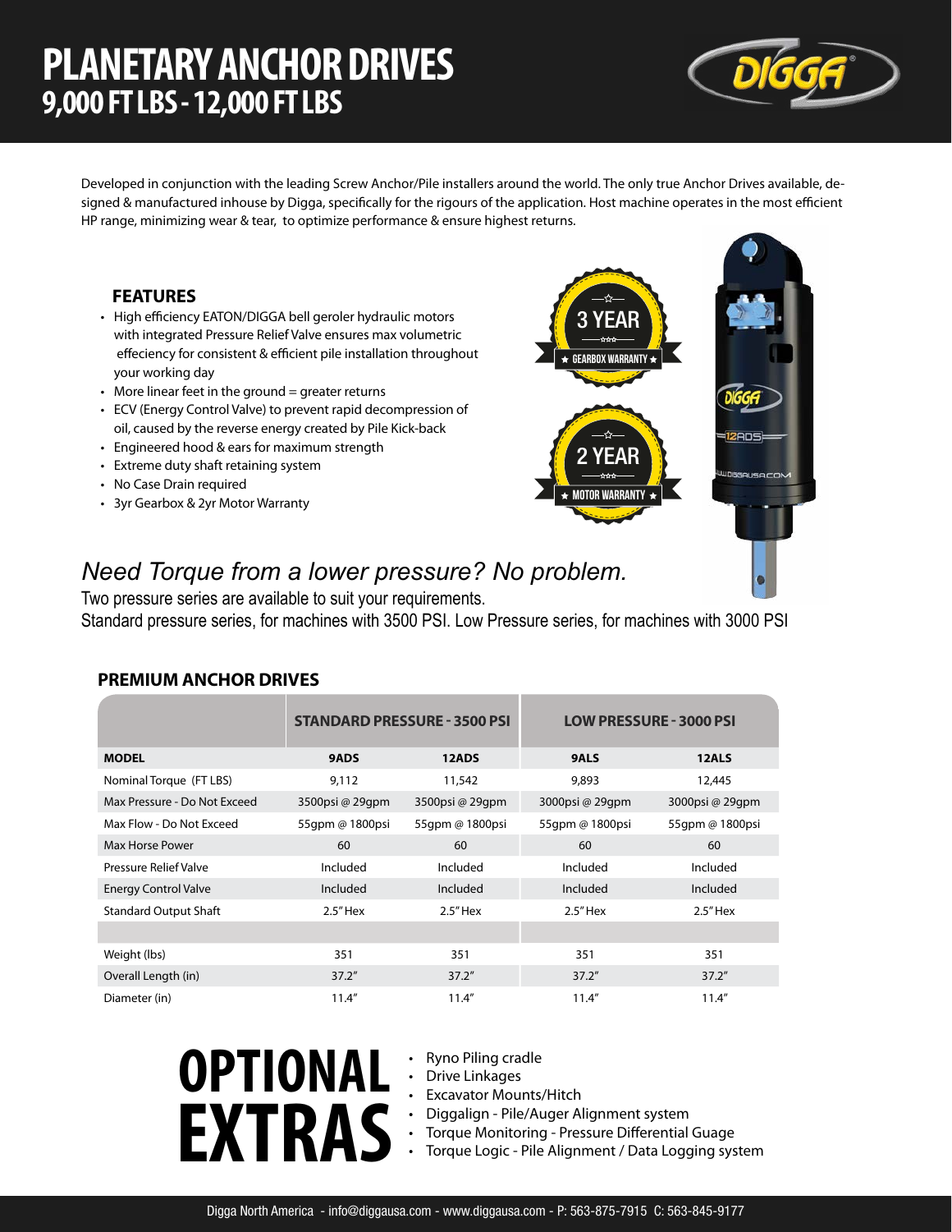# PLANETARY ANCHOR DRIVES
## 9,000 FT LBS - 12,000 FT LBS

Developed in conjunction with the leading Screw Anchor/Pile installers around the world. The only true Anchor Drives available, designed & manufactured inhouse by Digga, specifically for the rigours of the application. Host machine operates in the most efficient HP range, minimizing wear & tear, to optimize performance & ensure highest returns.

### FEATURES

- High efficiency EATON/DIGGA bell geroler hydraulic motors with integrated Pressure Relief Valve ensures max volumetric effeciency for consistent & efficient pile installation throughout your working day
- More linear feet in the ground = greater returns
- ECV (Energy Control Valve) to prevent rapid decompression of oil, caused by the reverse energy created by Pile Kick-back
- Engineered hood & ears for maximum strength
- Extreme duty shaft retaining system
- No Case Drain required
- 3yr Gearbox & 2yr Motor Warranty

3 YEAR ★ GEARBOX WARRANTY ★

2 YEAR ★ MOTOR WARRANTY ★

*Need Torque from a lower pressure? No problem.*

Two pressure series are available to suit your requirements.
Standard pressure series, for machines with 3500 PSI. Low Pressure series, for machines with 3000 PSI

### PREMIUM ANCHOR DRIVES

| | STANDARD PRESSURE - 3500 PSI | | LOW PRESSURE - 3000 PSI | |
|---|---|---|---|---|
| **MODEL** | **9ADS** | **12ADS** | **9ALS** | **12ALS** |
| Nominal Torque (FT LBS) | 9,112 | 11,542 | 9,893 | 12,445 |
| Max Pressure - Do Not Exceed | 3500psi @ 29gpm | 3500psi @ 29gpm | 3000psi @ 29gpm | 3000psi @ 29gpm |
| Max Flow - Do Not Exceed | 55gpm @ 1800psi | 55gpm @ 1800psi | 55gpm @ 1800psi | 55gpm @ 1800psi |
| Max Horse Power | 60 | 60 | 60 | 60 |
| Pressure Relief Valve | Included | Included | Included | Included |
| Energy Control Valve | Included | Included | Included | Included |
| Standard Output Shaft | 2.5" Hex | 2.5" Hex | 2.5" Hex | 2.5" Hex |
| | | | | |
| Weight (lbs) | 351 | 351 | 351 | 351 |
| Overall Length (in) | 37.2" | 37.2" | 37.2" | 37.2" |
| Diameter (in) | 11.4" | 11.4" | 11.4" | 11.4" |

## OPTIONAL EXTRAS

- Ryno Piling cradle
- Drive Linkages
- Excavator Mounts/Hitch
- Diggalign - Pile/Auger Alignment system
- Torque Monitoring - Pressure Differential Guage
- Torque Logic - Pile Alignment / Data Logging system

Digga North America - info@diggausa.com - www.diggausa.com - P: 563-875-7915 C: 563-845-9177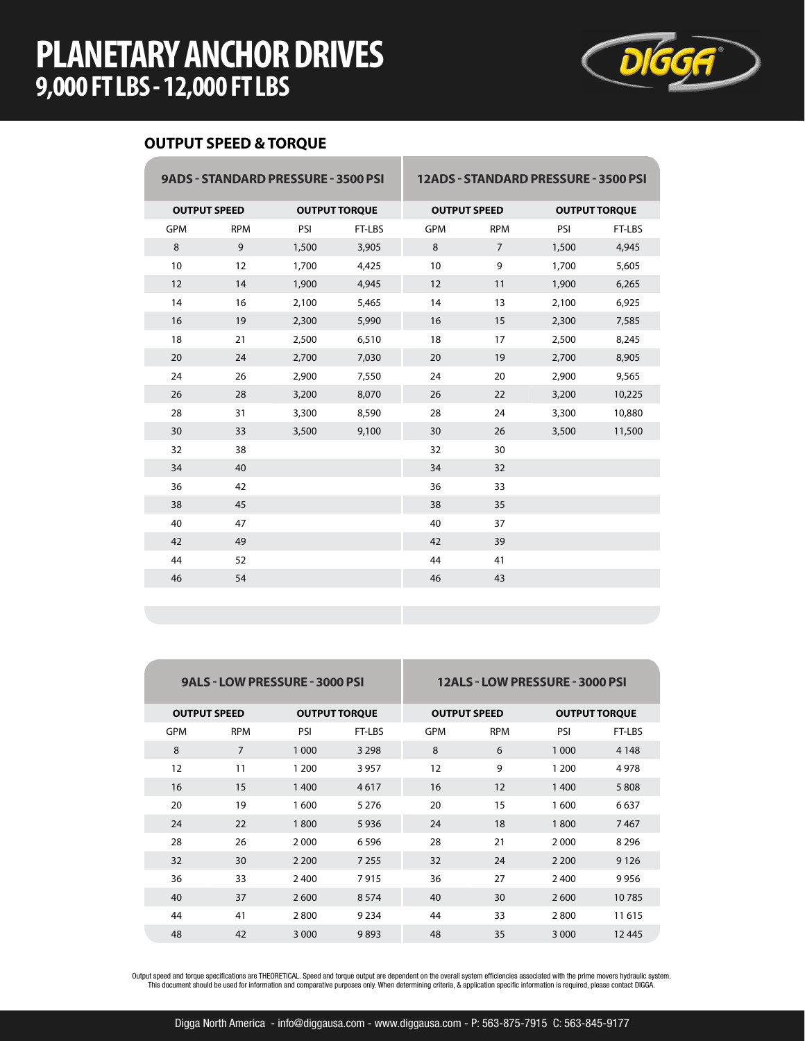# PLANETARY ANCHOR DRIVES
## 9,000 FT LBS - 12,000 FT LBS

### OUTPUT SPEED & TORQUE

| 9ADS - STANDARD PRESSURE - 3500 PSI | | | | 12ADS - STANDARD PRESSURE - 3500 PSI | | | |
|---|---|---|---|---|---|---|---|
| OUTPUT SPEED | | OUTPUT TORQUE | | OUTPUT SPEED | | OUTPUT TORQUE | |
| GPM | RPM | PSI | FT-LBS | GPM | RPM | PSI | FT-LBS |
| 8 | 9 | 1,500 | 3,905 | 8 | 7 | 1,500 | 4,945 |
| 10 | 12 | 1,700 | 4,425 | 10 | 9 | 1,700 | 5,605 |
| 12 | 14 | 1,900 | 4,945 | 12 | 11 | 1,900 | 6,265 |
| 14 | 16 | 2,100 | 5,465 | 14 | 13 | 2,100 | 6,925 |
| 16 | 19 | 2,300 | 5,990 | 16 | 15 | 2,300 | 7,585 |
| 18 | 21 | 2,500 | 6,510 | 18 | 17 | 2,500 | 8,245 |
| 20 | 24 | 2,700 | 7,030 | 20 | 19 | 2,700 | 8,905 |
| 24 | 26 | 2,900 | 7,550 | 24 | 20 | 2,900 | 9,565 |
| 26 | 28 | 3,200 | 8,070 | 26 | 22 | 3,200 | 10,225 |
| 28 | 31 | 3,300 | 8,590 | 28 | 24 | 3,300 | 10,880 |
| 30 | 33 | 3,500 | 9,100 | 30 | 26 | 3,500 | 11,500 |
| 32 | 38 | | | 32 | 30 | | |
| 34 | 40 | | | 34 | 32 | | |
| 36 | 42 | | | 36 | 33 | | |
| 38 | 45 | | | 38 | 35 | | |
| 40 | 47 | | | 40 | 37 | | |
| 42 | 49 | | | 42 | 39 | | |
| 44 | 52 | | | 44 | 41 | | |
| 46 | 54 | | | 46 | 43 | | |

| 9ALS - LOW PRESSURE - 3000 PSI | | | | 12ALS - LOW PRESSURE - 3000 PSI | | | |
|---|---|---|---|---|---|---|---|
| OUTPUT SPEED | | OUTPUT TORQUE | | OUTPUT SPEED | | OUTPUT TORQUE | |
| GPM | RPM | PSI | FT-LBS | GPM | RPM | PSI | FT-LBS |
| 8 | 7 | 1 000 | 3 298 | 8 | 6 | 1 000 | 4 148 |
| 12 | 11 | 1 200 | 3 957 | 12 | 9 | 1 200 | 4 978 |
| 16 | 15 | 1 400 | 4 617 | 16 | 12 | 1 400 | 5 808 |
| 20 | 19 | 1 600 | 5 276 | 20 | 15 | 1 600 | 6 637 |
| 24 | 22 | 1 800 | 5 936 | 24 | 18 | 1 800 | 7 467 |
| 28 | 26 | 2 000 | 6 596 | 28 | 21 | 2 000 | 8 296 |
| 32 | 30 | 2 200 | 7 255 | 32 | 24 | 2 200 | 9 126 |
| 36 | 33 | 2 400 | 7 915 | 36 | 27 | 2 400 | 9 956 |
| 40 | 37 | 2 600 | 8 574 | 40 | 30 | 2 600 | 10 785 |
| 44 | 41 | 2 800 | 9 234 | 44 | 33 | 2 800 | 11 615 |
| 48 | 42 | 3 000 | 9 893 | 48 | 35 | 3 000 | 12 445 |

Output speed and torque specifications are THEORETICAL. Speed and torque output are dependent on the overall system efficiencies associated with the prime movers hydraulic system. This document should be used for information and comparative purposes only. When determining criteria, & application specific information is required, please contact DIGGA.

Digga North America - info@diggausa.com - www.diggausa.com - P: 563-875-7915 C: 563-845-9177